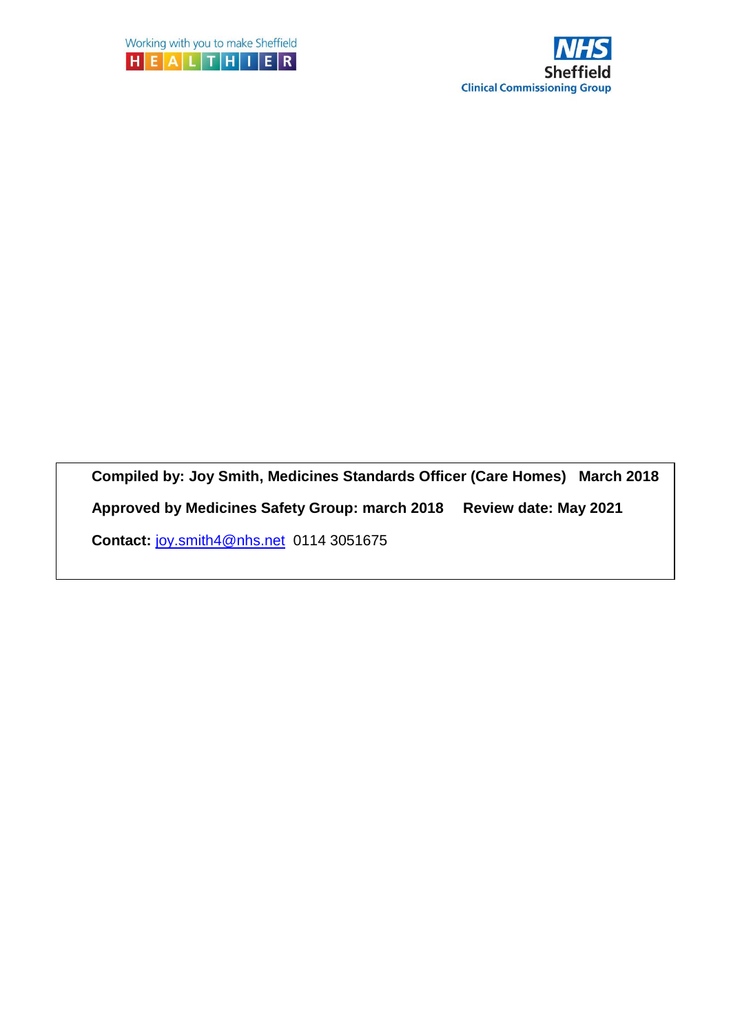Working with you to make Sheffield HEALTHIER

NHS Sheffield Clinical Commissioning Group

**Compiled by: Joy Smith, Medicines Standards Officer (Care Homes) March 2018**

**Approved by Medicines Safety Group: march 2018 Review date: May 2021**

**Contact:** joy.smith4@nhs.net 0114 3051675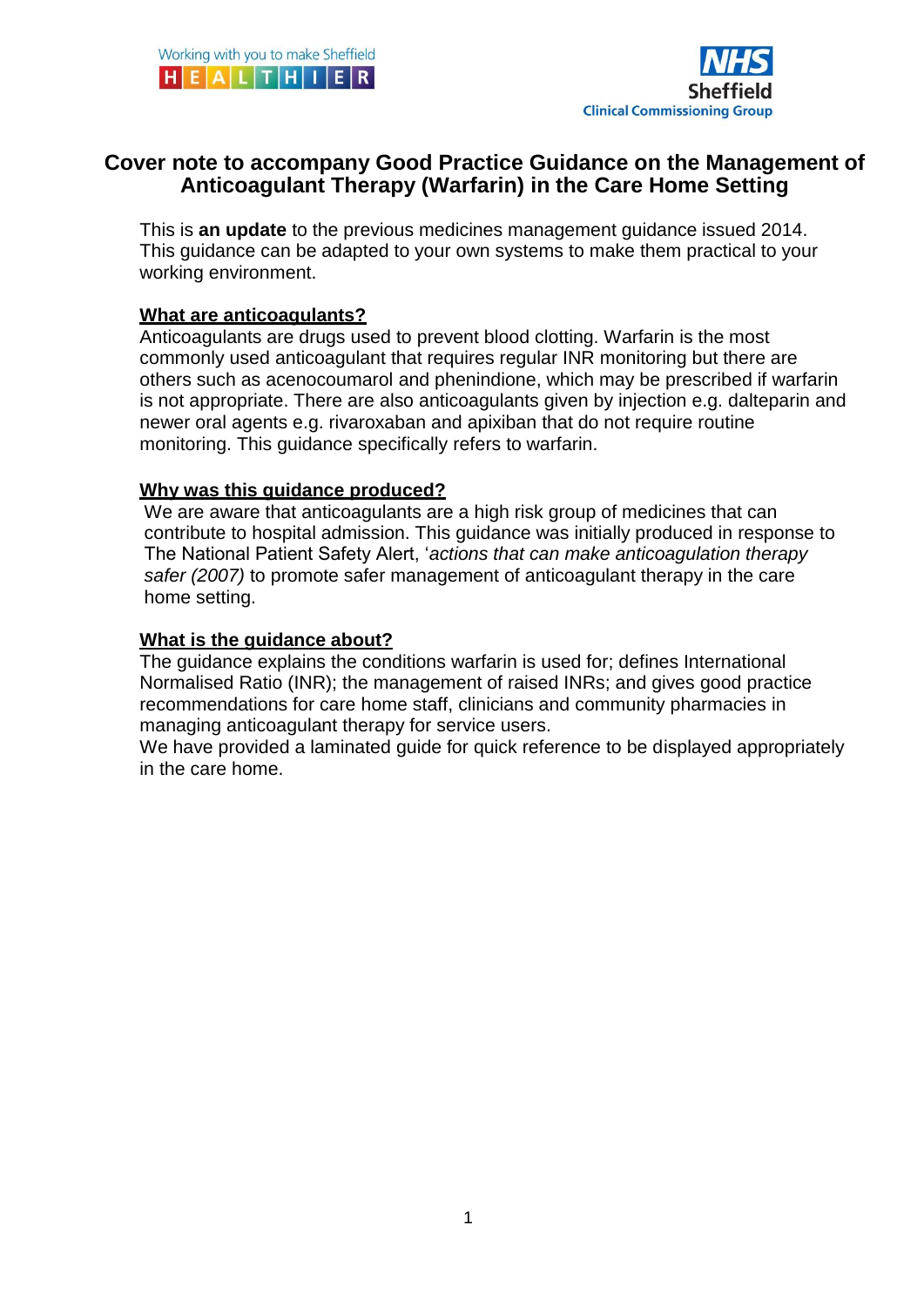# Cover note to accompany Good Practice Guidance on the Management of Anticoagulant Therapy (Warfarin) in the Care Home Setting

This is **an update** to the previous medicines management guidance issued 2014. This guidance can be adapted to your own systems to make them practical to your working environment.

## What are anticoagulants?

Anticoagulants are drugs used to prevent blood clotting. Warfarin is the most commonly used anticoagulant that requires regular INR monitoring but there are others such as acenocoumarol and phenindione, which may be prescribed if warfarin is not appropriate. There are also anticoagulants given by injection e.g. dalteparin and newer oral agents e.g. rivaroxaban and apixiban that do not require routine monitoring. This guidance specifically refers to warfarin.

## Why was this guidance produced?

We are aware that anticoagulants are a high risk group of medicines that can contribute to hospital admission. This guidance was initially produced in response to The National Patient Safety Alert, '*actions that can make anticoagulation therapy safer (2007)* to promote safer management of anticoagulant therapy in the care home setting.

## What is the guidance about?

The guidance explains the conditions warfarin is used for; defines International Normalised Ratio (INR); the management of raised INRs; and gives good practice recommendations for care home staff, clinicians and community pharmacies in managing anticoagulant therapy for service users.

We have provided a laminated guide for quick reference to be displayed appropriately in the care home.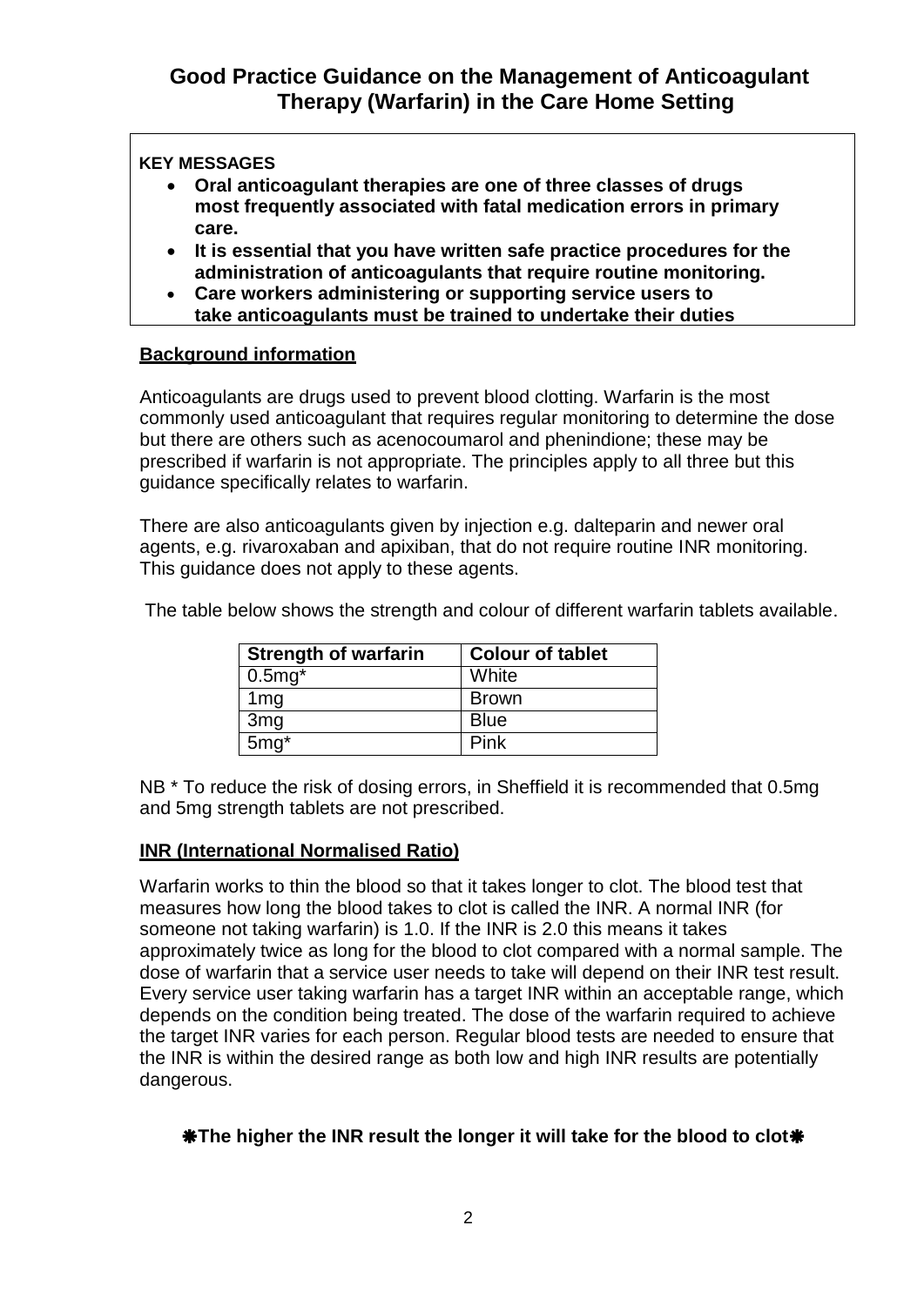# Good Practice Guidance on the Management of Anticoagulant Therapy (Warfarin) in the Care Home Setting

**KEY MESSAGES**

- **Oral anticoagulant therapies are one of three classes of drugs most frequently associated with fatal medication errors in primary care.**
- **It is essential that you have written safe practice procedures for the administration of anticoagulants that require routine monitoring.**
- **Care workers administering or supporting service users to take anticoagulants must be trained to undertake their duties**

## Background information

Anticoagulants are drugs used to prevent blood clotting. Warfarin is the most commonly used anticoagulant that requires regular monitoring to determine the dose but there are others such as acenocoumarol and phenindione; these may be prescribed if warfarin is not appropriate. The principles apply to all three but this guidance specifically relates to warfarin.

There are also anticoagulants given by injection e.g. dalteparin and newer oral agents, e.g. rivaroxaban and apixiban, that do not require routine INR monitoring. This guidance does not apply to these agents.

The table below shows the strength and colour of different warfarin tablets available.

| Strength of warfarin | Colour of tablet |
|---|---|
| 0.5mg* | White |
| 1mg | Brown |
| 3mg | Blue |
| 5mg* | Pink |

NB * To reduce the risk of dosing errors, in Sheffield it is recommended that 0.5mg and 5mg strength tablets are not prescribed.

## INR (International Normalised Ratio)

Warfarin works to thin the blood so that it takes longer to clot. The blood test that measures how long the blood takes to clot is called the INR. A normal INR (for someone not taking warfarin) is 1.0. If the INR is 2.0 this means it takes approximately twice as long for the blood to clot compared with a normal sample. The dose of warfarin that a service user needs to take will depend on their INR test result. Every service user taking warfarin has a target INR within an acceptable range, which depends on the condition being treated. The dose of the warfarin required to achieve the target INR varies for each person. Regular blood tests are needed to ensure that the INR is within the desired range as both low and high INR results are potentially dangerous.

**❋The higher the INR result the longer it will take for the blood to clot❋**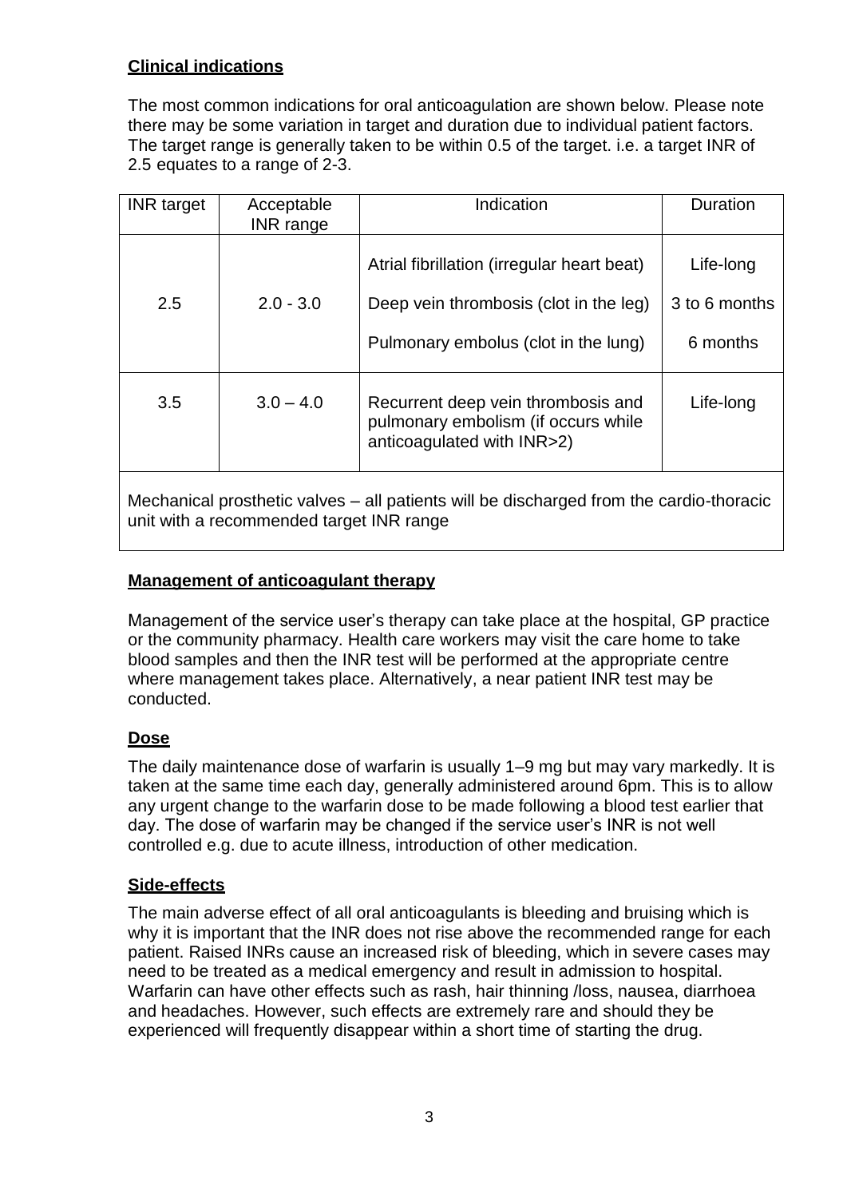## Clinical indications

The most common indications for oral anticoagulation are shown below. Please note there may be some variation in target and duration due to individual patient factors. The target range is generally taken to be within 0.5 of the target. i.e. a target INR of 2.5 equates to a range of 2-3.

| INR target | Acceptable INR range | Indication | Duration |
|---|---|---|---|
| 2.5 | 2.0 - 3.0 | Atrial fibrillation (irregular heart beat) | Life-long |
| | | Deep vein thrombosis (clot in the leg) | 3 to 6 months |
| | | Pulmonary embolus (clot in the lung) | 6 months |
| 3.5 | 3.0 – 4.0 | Recurrent deep vein thrombosis and pulmonary embolism (if occurs while anticoagulated with INR>2) | Life-long |
| Mechanical prosthetic valves – all patients will be discharged from the cardio-thoracic unit with a recommended target INR range | | | |

## Management of anticoagulant therapy

Management of the service user's therapy can take place at the hospital, GP practice or the community pharmacy. Health care workers may visit the care home to take blood samples and then the INR test will be performed at the appropriate centre where management takes place. Alternatively, a near patient INR test may be conducted.

## Dose

The daily maintenance dose of warfarin is usually 1–9 mg but may vary markedly. It is taken at the same time each day, generally administered around 6pm. This is to allow any urgent change to the warfarin dose to be made following a blood test earlier that day. The dose of warfarin may be changed if the service user's INR is not well controlled e.g. due to acute illness, introduction of other medication.

## Side-effects

The main adverse effect of all oral anticoagulants is bleeding and bruising which is why it is important that the INR does not rise above the recommended range for each patient. Raised INRs cause an increased risk of bleeding, which in severe cases may need to be treated as a medical emergency and result in admission to hospital. Warfarin can have other effects such as rash, hair thinning /loss, nausea, diarrhoea and headaches. However, such effects are extremely rare and should they be experienced will frequently disappear within a short time of starting the drug.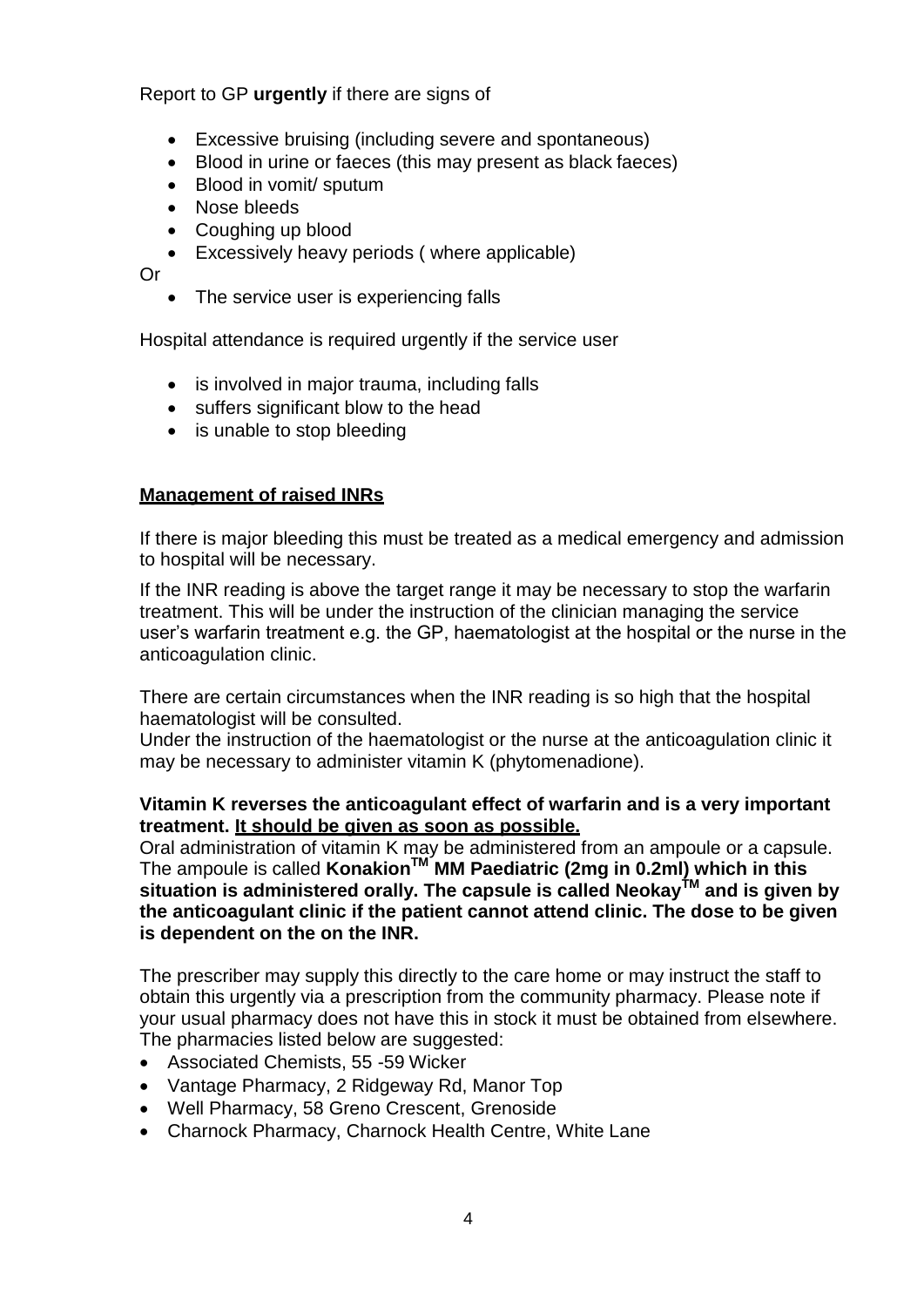Report to GP **urgently** if there are signs of

- Excessive bruising (including severe and spontaneous)
- Blood in urine or faeces (this may present as black faeces)
- Blood in vomit/ sputum
- Nose bleeds
- Coughing up blood
- Excessively heavy periods ( where applicable)

Or

- The service user is experiencing falls

Hospital attendance is required urgently if the service user

- is involved in major trauma, including falls
- suffers significant blow to the head
- is unable to stop bleeding

## **Management of raised INRs**

If there is major bleeding this must be treated as a medical emergency and admission to hospital will be necessary.

If the INR reading is above the target range it may be necessary to stop the warfarin treatment. This will be under the instruction of the clinician managing the service user's warfarin treatment e.g. the GP, haematologist at the hospital or the nurse in the anticoagulation clinic.

There are certain circumstances when the INR reading is so high that the hospital haematologist will be consulted.
Under the instruction of the haematologist or the nurse at the anticoagulation clinic it may be necessary to administer vitamin K (phytomenadione).

**Vitamin K reverses the anticoagulant effect of warfarin and is a very important treatment. <u>It should be given as soon as possible.</u>**
Oral administration of vitamin K may be administered from an ampoule or a capsule. The ampoule is called **Konakion™ MM Paediatric (2mg in 0.2ml) which in this situation is administered orally. The capsule is called Neokay™ and is given by the anticoagulant clinic if the patient cannot attend clinic. The dose to be given is dependent on the on the INR.**

The prescriber may supply this directly to the care home or may instruct the staff to obtain this urgently via a prescription from the community pharmacy. Please note if your usual pharmacy does not have this in stock it must be obtained from elsewhere. The pharmacies listed below are suggested:

- Associated Chemists, 55 -59 Wicker
- Vantage Pharmacy, 2 Ridgeway Rd, Manor Top
- Well Pharmacy, 58 Greno Crescent, Grenoside
- Charnock Pharmacy, Charnock Health Centre, White Lane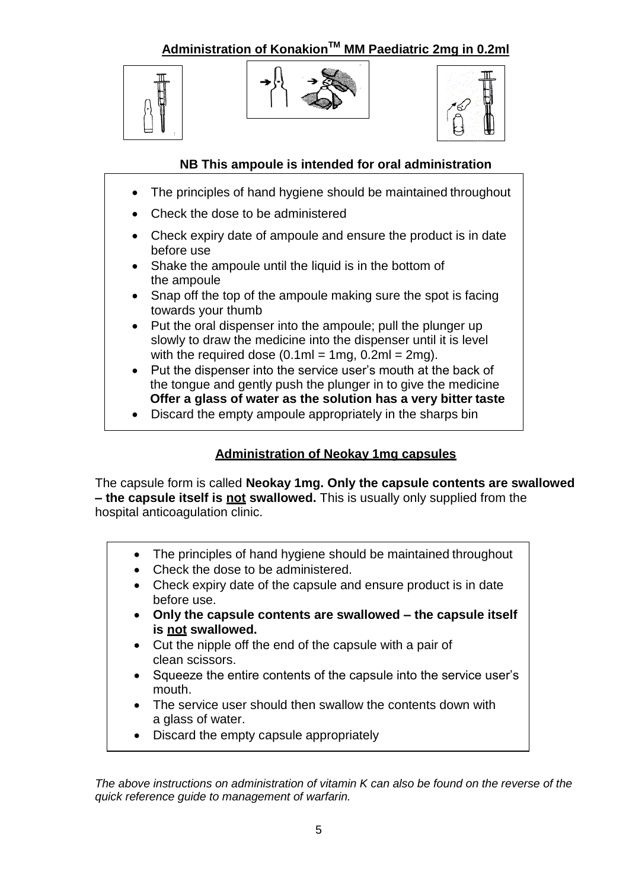## Administration of Konakion™ MM Paediatric 2mg in 0.2ml

**NB This ampoule is intended for oral administration**

- The principles of hand hygiene should be maintained throughout
- Check the dose to be administered
- Check expiry date of ampoule and ensure the product is in date before use
- Shake the ampoule until the liquid is in the bottom of the ampoule
- Snap off the top of the ampoule making sure the spot is facing towards your thumb
- Put the oral dispenser into the ampoule; pull the plunger up slowly to draw the medicine into the dispenser until it is level with the required dose (0.1ml = 1mg, 0.2ml = 2mg).
- Put the dispenser into the service user's mouth at the back of the tongue and gently push the plunger in to give the medicine **Offer a glass of water as the solution has a very bitter taste**
- Discard the empty ampoule appropriately in the sharps bin

## Administration of Neokay 1mg capsules

The capsule form is called **Neokay 1mg. Only the capsule contents are swallowed – the capsule itself is not swallowed.** This is usually only supplied from the hospital anticoagulation clinic.

- The principles of hand hygiene should be maintained throughout
- Check the dose to be administered.
- Check expiry date of the capsule and ensure product is in date before use.
- **Only the capsule contents are swallowed – the capsule itself is not swallowed.**
- Cut the nipple off the end of the capsule with a pair of clean scissors.
- Squeeze the entire contents of the capsule into the service user's mouth.
- The service user should then swallow the contents down with a glass of water.
- Discard the empty capsule appropriately

*The above instructions on administration of vitamin K can also be found on the reverse of the quick reference guide to management of warfarin.*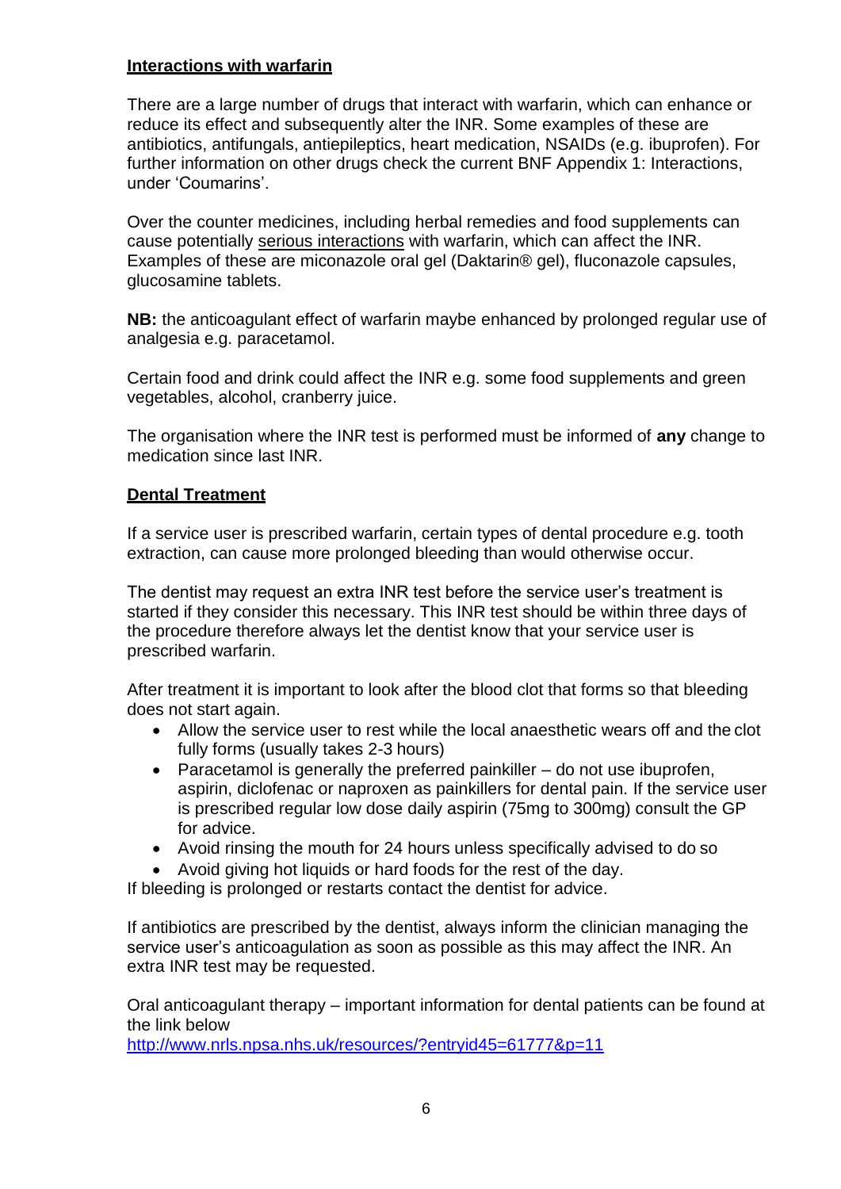## Interactions with warfarin

There are a large number of drugs that interact with warfarin, which can enhance or reduce its effect and subsequently alter the INR. Some examples of these are antibiotics, antifungals, antiepileptics, heart medication, NSAIDs (e.g. ibuprofen). For further information on other drugs check the current BNF Appendix 1: Interactions, under 'Coumarins'.

Over the counter medicines, including herbal remedies and food supplements can cause potentially serious interactions with warfarin, which can affect the INR. Examples of these are miconazole oral gel (Daktarin® gel), fluconazole capsules, glucosamine tablets.

**NB:** the anticoagulant effect of warfarin maybe enhanced by prolonged regular use of analgesia e.g. paracetamol.

Certain food and drink could affect the INR e.g. some food supplements and green vegetables, alcohol, cranberry juice.

The organisation where the INR test is performed must be informed of **any** change to medication since last INR.

## Dental Treatment

If a service user is prescribed warfarin, certain types of dental procedure e.g. tooth extraction, can cause more prolonged bleeding than would otherwise occur.

The dentist may request an extra INR test before the service user's treatment is started if they consider this necessary. This INR test should be within three days of the procedure therefore always let the dentist know that your service user is prescribed warfarin.

After treatment it is important to look after the blood clot that forms so that bleeding does not start again.

- Allow the service user to rest while the local anaesthetic wears off and the clot fully forms (usually takes 2-3 hours)
- Paracetamol is generally the preferred painkiller – do not use ibuprofen, aspirin, diclofenac or naproxen as painkillers for dental pain. If the service user is prescribed regular low dose daily aspirin (75mg to 300mg) consult the GP for advice.
- Avoid rinsing the mouth for 24 hours unless specifically advised to do so
- Avoid giving hot liquids or hard foods for the rest of the day.

If bleeding is prolonged or restarts contact the dentist for advice.

If antibiotics are prescribed by the dentist, always inform the clinician managing the service user's anticoagulation as soon as possible as this may affect the INR. An extra INR test may be requested.

Oral anticoagulant therapy – important information for dental patients can be found at the link below
http://www.nrls.npsa.nhs.uk/resources/?entryid45=61777&p=11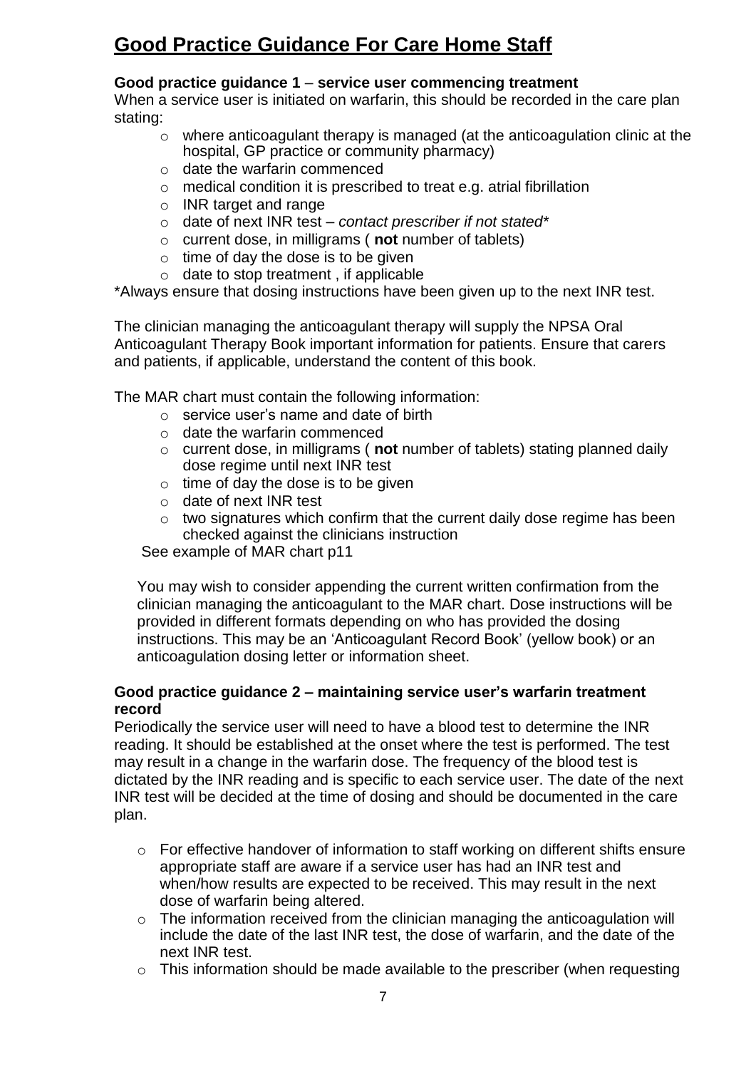# Good Practice Guidance For Care Home Staff

**Good practice guidance 1** – **service user commencing treatment**

When a service user is initiated on warfarin, this should be recorded in the care plan stating:

- where anticoagulant therapy is managed (at the anticoagulation clinic at the hospital, GP practice or community pharmacy)
- date the warfarin commenced
- medical condition it is prescribed to treat e.g. atrial fibrillation
- INR target and range
- date of next INR test – *contact prescriber if not stated**
- current dose, in milligrams ( **not** number of tablets)
- time of day the dose is to be given
- date to stop treatment , if applicable

*Always ensure that dosing instructions have been given up to the next INR test.

The clinician managing the anticoagulant therapy will supply the NPSA Oral Anticoagulant Therapy Book important information for patients. Ensure that carers and patients, if applicable, understand the content of this book.

The MAR chart must contain the following information:

- service user's name and date of birth
- date the warfarin commenced
- current dose, in milligrams ( **not** number of tablets) stating planned daily dose regime until next INR test
- time of day the dose is to be given
- date of next INR test
- two signatures which confirm that the current daily dose regime has been checked against the clinicians instruction

See example of MAR chart p11

You may wish to consider appending the current written confirmation from the clinician managing the anticoagulant to the MAR chart. Dose instructions will be provided in different formats depending on who has provided the dosing instructions. This may be an 'Anticoagulant Record Book' (yellow book) or an anticoagulation dosing letter or information sheet.

**Good practice guidance 2 – maintaining service user's warfarin treatment record**

Periodically the service user will need to have a blood test to determine the INR reading. It should be established at the onset where the test is performed. The test may result in a change in the warfarin dose. The frequency of the blood test is dictated by the INR reading and is specific to each service user. The date of the next INR test will be decided at the time of dosing and should be documented in the care plan.

- For effective handover of information to staff working on different shifts ensure appropriate staff are aware if a service user has had an INR test and when/how results are expected to be received. This may result in the next dose of warfarin being altered.
- The information received from the clinician managing the anticoagulation will include the date of the last INR test, the dose of warfarin, and the date of the next INR test.
- This information should be made available to the prescriber (when requesting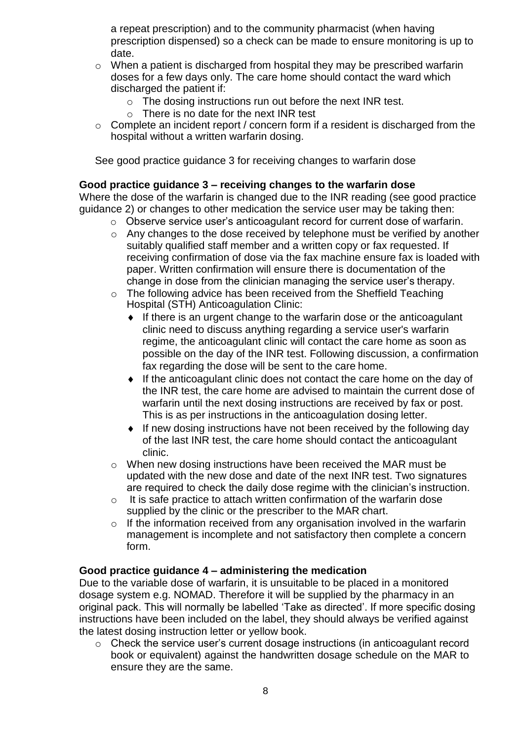a repeat prescription) and to the community pharmacist (when having prescription dispensed) so a check can be made to ensure monitoring is up to date.

- When a patient is discharged from hospital they may be prescribed warfarin doses for a few days only. The care home should contact the ward which discharged the patient if:
  - The dosing instructions run out before the next INR test.
  - There is no date for the next INR test
- Complete an incident report / concern form if a resident is discharged from the hospital without a written warfarin dosing.

See good practice guidance 3 for receiving changes to warfarin dose

**Good practice guidance 3 – receiving changes to the warfarin dose**

Where the dose of the warfarin is changed due to the INR reading (see good practice guidance 2) or changes to other medication the service user may be taking then:

- Observe service user's anticoagulant record for current dose of warfarin.
- Any changes to the dose received by telephone must be verified by another suitably qualified staff member and a written copy or fax requested. If receiving confirmation of dose via the fax machine ensure fax is loaded with paper. Written confirmation will ensure there is documentation of the change in dose from the clinician managing the service user's therapy.
- The following advice has been received from the Sheffield Teaching Hospital (STH) Anticoagulation Clinic:
  - If there is an urgent change to the warfarin dose or the anticoagulant clinic need to discuss anything regarding a service user's warfarin regime, the anticoagulant clinic will contact the care home as soon as possible on the day of the INR test. Following discussion, a confirmation fax regarding the dose will be sent to the care home.
  - If the anticoagulant clinic does not contact the care home on the day of the INR test, the care home are advised to maintain the current dose of warfarin until the next dosing instructions are received by fax or post. This is as per instructions in the anticoagulation dosing letter.
  - If new dosing instructions have not been received by the following day of the last INR test, the care home should contact the anticoagulant clinic.
- When new dosing instructions have been received the MAR must be updated with the new dose and date of the next INR test. Two signatures are required to check the daily dose regime with the clinician's instruction.
- It is safe practice to attach written confirmation of the warfarin dose supplied by the clinic or the prescriber to the MAR chart.
- If the information received from any organisation involved in the warfarin management is incomplete and not satisfactory then complete a concern form.

**Good practice guidance 4 – administering the medication**

Due to the variable dose of warfarin, it is unsuitable to be placed in a monitored dosage system e.g. NOMAD. Therefore it will be supplied by the pharmacy in an original pack. This will normally be labelled 'Take as directed'. If more specific dosing instructions have been included on the label, they should always be verified against the latest dosing instruction letter or yellow book.

- Check the service user's current dosage instructions (in anticoagulant record book or equivalent) against the handwritten dosage schedule on the MAR to ensure they are the same.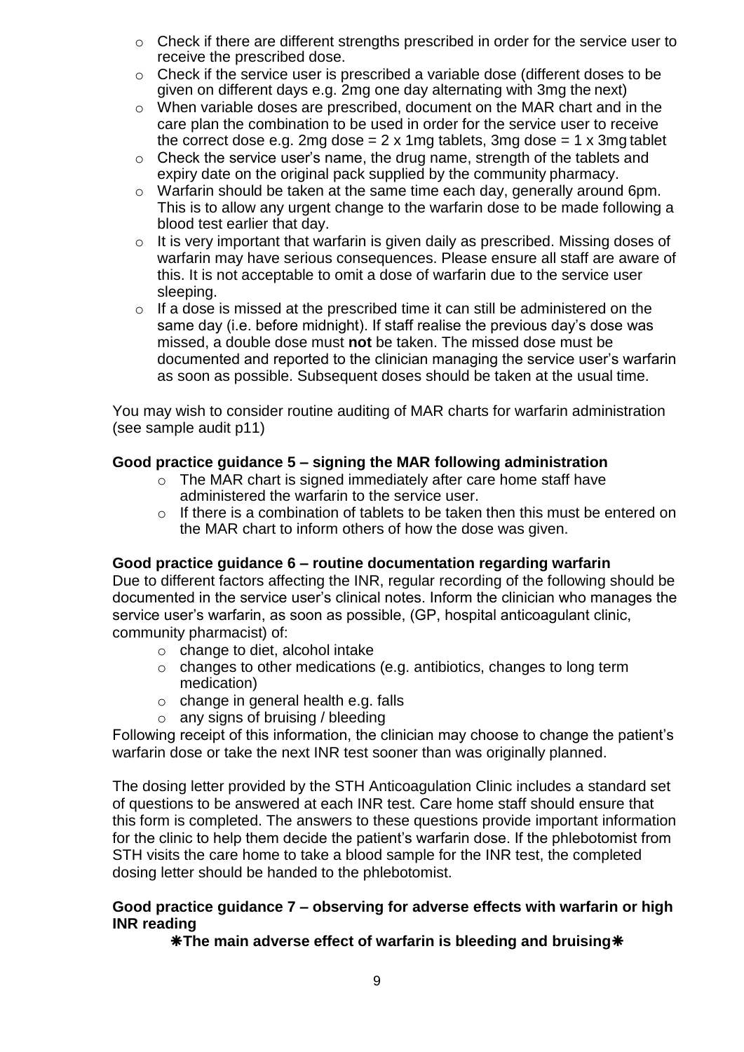- Check if there are different strengths prescribed in order for the service user to receive the prescribed dose.
- Check if the service user is prescribed a variable dose (different doses to be given on different days e.g. 2mg one day alternating with 3mg the next)
- When variable doses are prescribed, document on the MAR chart and in the care plan the combination to be used in order for the service user to receive the correct dose e.g. 2mg dose = 2 x 1mg tablets, 3mg dose = 1 x 3mg tablet
- Check the service user's name, the drug name, strength of the tablets and expiry date on the original pack supplied by the community pharmacy.
- Warfarin should be taken at the same time each day, generally around 6pm. This is to allow any urgent change to the warfarin dose to be made following a blood test earlier that day.
- It is very important that warfarin is given daily as prescribed. Missing doses of warfarin may have serious consequences. Please ensure all staff are aware of this. It is not acceptable to omit a dose of warfarin due to the service user sleeping.
- If a dose is missed at the prescribed time it can still be administered on the same day (i.e. before midnight). If staff realise the previous day's dose was missed, a double dose must **not** be taken. The missed dose must be documented and reported to the clinician managing the service user's warfarin as soon as possible. Subsequent doses should be taken at the usual time.

You may wish to consider routine auditing of MAR charts for warfarin administration (see sample audit p11)

**Good practice guidance 5 – signing the MAR following administration**

- The MAR chart is signed immediately after care home staff have administered the warfarin to the service user.
- If there is a combination of tablets to be taken then this must be entered on the MAR chart to inform others of how the dose was given.

**Good practice guidance 6 – routine documentation regarding warfarin**

Due to different factors affecting the INR, regular recording of the following should be documented in the service user's clinical notes. Inform the clinician who manages the service user's warfarin, as soon as possible, (GP, hospital anticoagulant clinic, community pharmacist) of:

- change to diet, alcohol intake
- changes to other medications (e.g. antibiotics, changes to long term medication)
- change in general health e.g. falls
- any signs of bruising / bleeding

Following receipt of this information, the clinician may choose to change the patient's warfarin dose or take the next INR test sooner than was originally planned.

The dosing letter provided by the STH Anticoagulation Clinic includes a standard set of questions to be answered at each INR test. Care home staff should ensure that this form is completed. The answers to these questions provide important information for the clinic to help them decide the patient's warfarin dose. If the phlebotomist from STH visits the care home to take a blood sample for the INR test, the completed dosing letter should be handed to the phlebotomist.

**Good practice guidance 7 – observing for adverse effects with warfarin or high INR reading**

**❋The main adverse effect of warfarin is bleeding and bruising❋**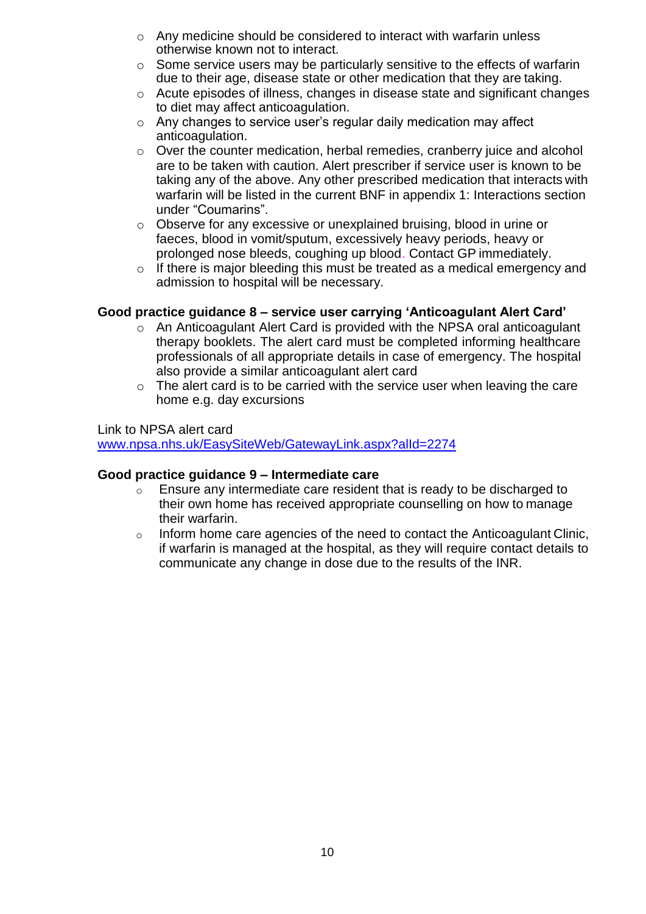- Any medicine should be considered to interact with warfarin unless otherwise known not to interact.
- Some service users may be particularly sensitive to the effects of warfarin due to their age, disease state or other medication that they are taking.
- Acute episodes of illness, changes in disease state and significant changes to diet may affect anticoagulation.
- Any changes to service user's regular daily medication may affect anticoagulation.
- Over the counter medication, herbal remedies, cranberry juice and alcohol are to be taken with caution. Alert prescriber if service user is known to be taking any of the above. Any other prescribed medication that interacts with warfarin will be listed in the current BNF in appendix 1: Interactions section under "Coumarins".
- Observe for any excessive or unexplained bruising, blood in urine or faeces, blood in vomit/sputum, excessively heavy periods, heavy or prolonged nose bleeds, coughing up blood. Contact GP immediately.
- If there is major bleeding this must be treated as a medical emergency and admission to hospital will be necessary.

**Good practice guidance 8 – service user carrying 'Anticoagulant Alert Card'**

- An Anticoagulant Alert Card is provided with the NPSA oral anticoagulant therapy booklets. The alert card must be completed informing healthcare professionals of all appropriate details in case of emergency. The hospital also provide a similar anticoagulant alert card
- The alert card is to be carried with the service user when leaving the care home e.g. day excursions

Link to NPSA alert card
www.npsa.nhs.uk/EasySiteWeb/GatewayLink.aspx?alId=2274

**Good practice guidance 9 – Intermediate care**

- Ensure any intermediate care resident that is ready to be discharged to their own home has received appropriate counselling on how to manage their warfarin.
- Inform home care agencies of the need to contact the Anticoagulant Clinic, if warfarin is managed at the hospital, as they will require contact details to communicate any change in dose due to the results of the INR.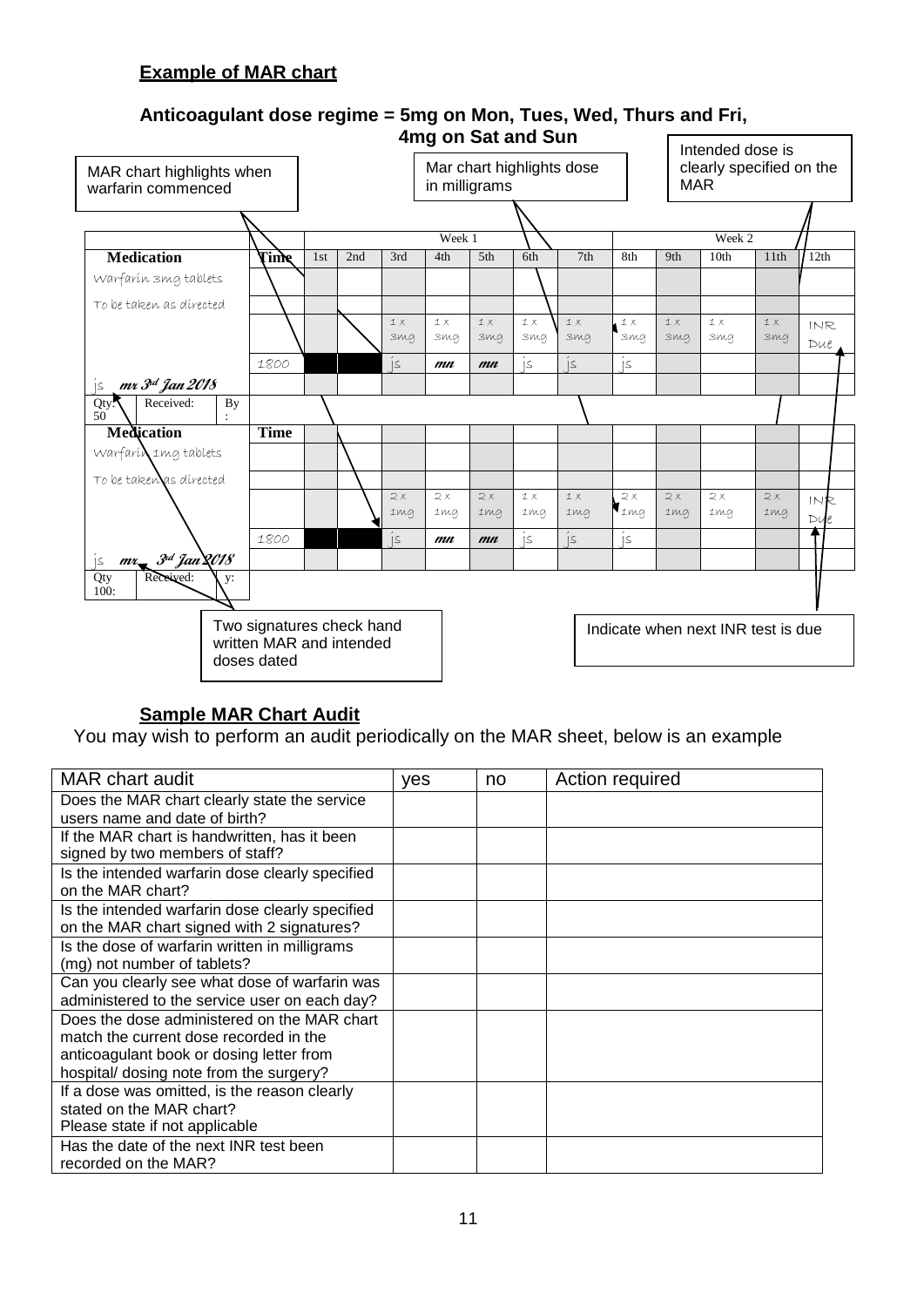## Example of MAR chart

### Anticoagulant dose regime = 5mg on Mon, Tues, Wed, Thurs and Fri, 4mg on Sat and Sun

MAR chart highlights when warfarin commenced

Mar chart highlights dose in milligrams

Intended dose is clearly specified on the MAR

| | | Week 1 | | | | | | | Week 2 | | | | |
|---|---|---|---|---|---|---|---|---|---|---|---|---|---|
| **Medication** | **Time** | 1st | 2nd | 3rd | 4th | 5th | 6th | 7th | 8th | 9th | 10th | 11th | 12th |
| Warfarin 3mg tablets | | | | | | | | | | | | | |
| To be taken as directed | | | | | | | | | | | | | |
| | | | | 1 x 3mg | 1 x 3mg | 1 x 3mg | 1 x 3mg | 1 x 3mg | 1 x 3mg | 1 x 3mg | 1 x 3mg | 1 x 3mg | INR Due |
| | 1800 | | | js | mn | mn | js | js | js | | | | |
| js mr 3rd Jan 2018 | | | | | | | | | | | | | |
| Qty: 50 Received: By: | | | | | | | | | | | | | |
| **Medication** | **Time** | | | | | | | | | | | | |
| Warfarin 1mg tablets | | | | | | | | | | | | | |
| To be taken as directed | | | | | | | | | | | | | |
| | | | | 2 x 1mg | 2 x 1mg | 2 x 1mg | 1 x 1mg | 1 x 1mg | 2 x 1mg | 2 x 1mg | 2 x 1mg | 2 x 1mg | INR Due |
| | 1800 | | | js | mn | mn | js | js | js | | | | |
| js mr 3rd Jan 2018 | | | | | | | | | | | | | |
| Qty 100: Received: By: | | | | | | | | | | | | | |

Two signatures check hand written MAR and intended doses dated

Indicate when next INR test is due

## Sample MAR Chart Audit

You may wish to perform an audit periodically on the MAR sheet, below is an example

| MAR chart audit | yes | no | Action required |
|---|---|---|---|
| Does the MAR chart clearly state the service users name and date of birth? | | | |
| If the MAR chart is handwritten, has it been signed by two members of staff? | | | |
| Is the intended warfarin dose clearly specified on the MAR chart? | | | |
| Is the intended warfarin dose clearly specified on the MAR chart signed with 2 signatures? | | | |
| Is the dose of warfarin written in milligrams (mg) not number of tablets? | | | |
| Can you clearly see what dose of warfarin was administered to the service user on each day? | | | |
| Does the dose administered on the MAR chart match the current dose recorded in the anticoagulant book or dosing letter from hospital/ dosing note from the surgery? | | | |
| If a dose was omitted, is the reason clearly stated on the MAR chart? Please state if not applicable | | | |
| Has the date of the next INR test been recorded on the MAR? | | | |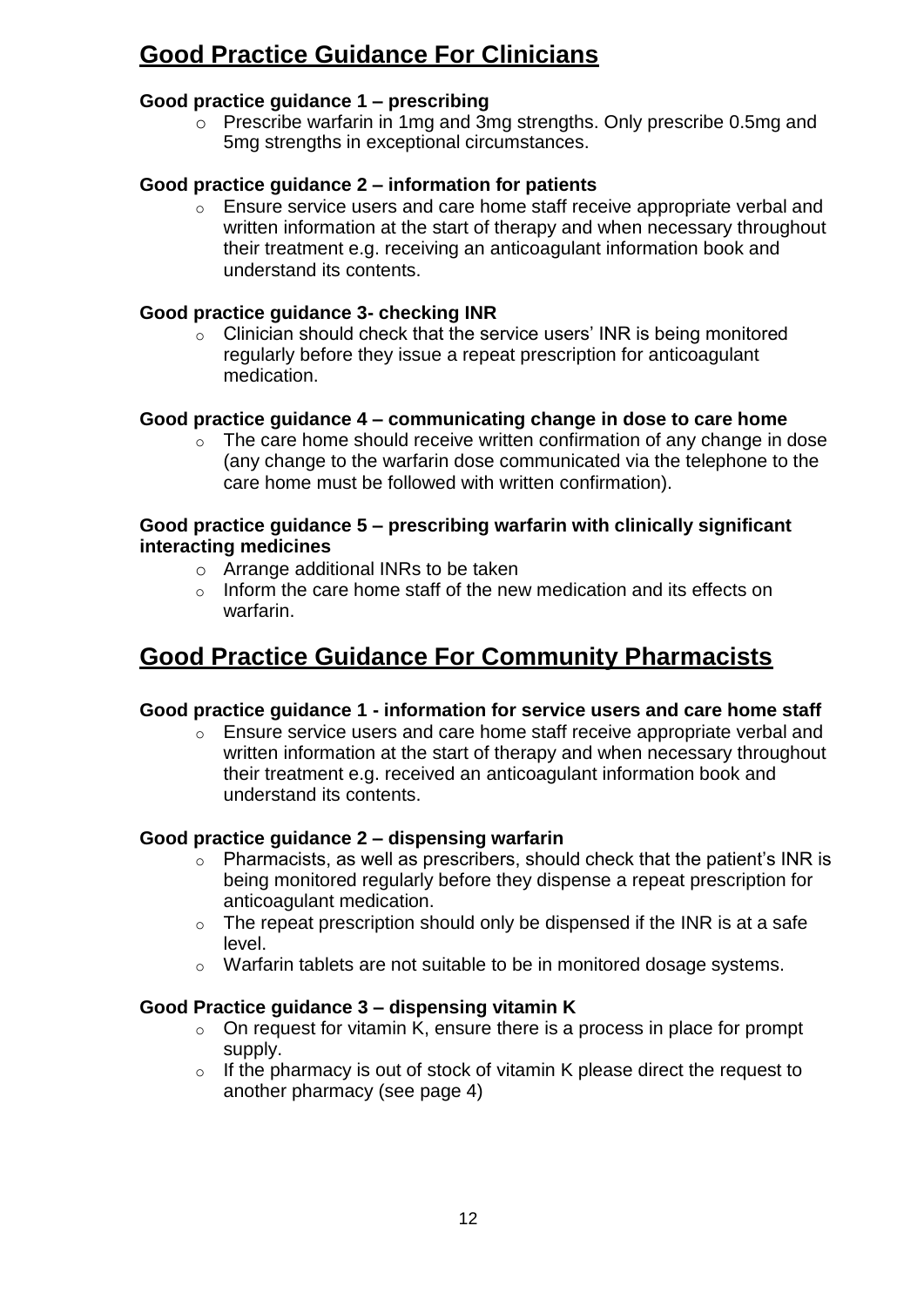# Good Practice Guidance For Clinicians

**Good practice guidance 1 – prescribing**

- Prescribe warfarin in 1mg and 3mg strengths. Only prescribe 0.5mg and 5mg strengths in exceptional circumstances.

**Good practice guidance 2 – information for patients**

- Ensure service users and care home staff receive appropriate verbal and written information at the start of therapy and when necessary throughout their treatment e.g. receiving an anticoagulant information book and understand its contents.

**Good practice guidance 3- checking INR**

- Clinician should check that the service users' INR is being monitored regularly before they issue a repeat prescription for anticoagulant medication.

**Good practice guidance 4 – communicating change in dose to care home**

- The care home should receive written confirmation of any change in dose (any change to the warfarin dose communicated via the telephone to the care home must be followed with written confirmation).

**Good practice guidance 5 – prescribing warfarin with clinically significant interacting medicines**

- Arrange additional INRs to be taken
- Inform the care home staff of the new medication and its effects on warfarin.

# Good Practice Guidance For Community Pharmacists

**Good practice guidance 1 - information for service users and care home staff**

- Ensure service users and care home staff receive appropriate verbal and written information at the start of therapy and when necessary throughout their treatment e.g. received an anticoagulant information book and understand its contents.

**Good practice guidance 2 – dispensing warfarin**

- Pharmacists, as well as prescribers, should check that the patient's INR is being monitored regularly before they dispense a repeat prescription for anticoagulant medication.
- The repeat prescription should only be dispensed if the INR is at a safe level.
- Warfarin tablets are not suitable to be in monitored dosage systems.

**Good Practice guidance 3 – dispensing vitamin K**

- On request for vitamin K, ensure there is a process in place for prompt supply.
- If the pharmacy is out of stock of vitamin K please direct the request to another pharmacy (see page 4)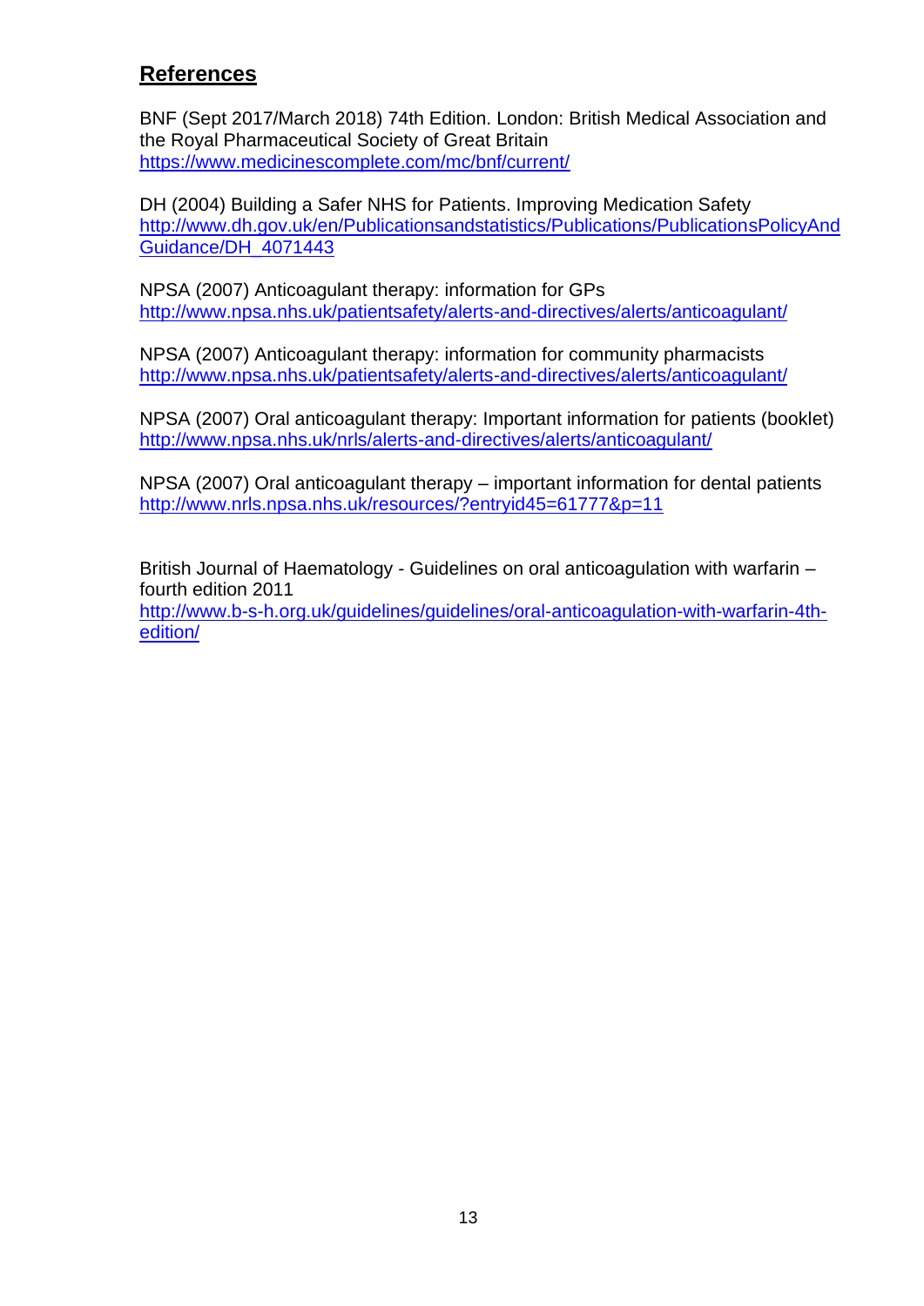## References

BNF (Sept 2017/March 2018) 74th Edition. London: British Medical Association and the Royal Pharmaceutical Society of Great Britain
https://www.medicinescomplete.com/mc/bnf/current/

DH (2004) Building a Safer NHS for Patients. Improving Medication Safety
http://www.dh.gov.uk/en/Publicationsandstatistics/Publications/PublicationsPolicyAndGuidance/DH_4071443

NPSA (2007) Anticoagulant therapy: information for GPs
http://www.npsa.nhs.uk/patientsafety/alerts-and-directives/alerts/anticoagulant/

NPSA (2007) Anticoagulant therapy: information for community pharmacists
http://www.npsa.nhs.uk/patientsafety/alerts-and-directives/alerts/anticoagulant/

NPSA (2007) Oral anticoagulant therapy: Important information for patients (booklet)
http://www.npsa.nhs.uk/nrls/alerts-and-directives/alerts/anticoagulant/

NPSA (2007) Oral anticoagulant therapy – important information for dental patients
http://www.nrls.npsa.nhs.uk/resources/?entryid45=61777&p=11

British Journal of Haematology - Guidelines on oral anticoagulation with warfarin – fourth edition 2011
http://www.b-s-h.org.uk/guidelines/guidelines/oral-anticoagulation-with-warfarin-4th-edition/